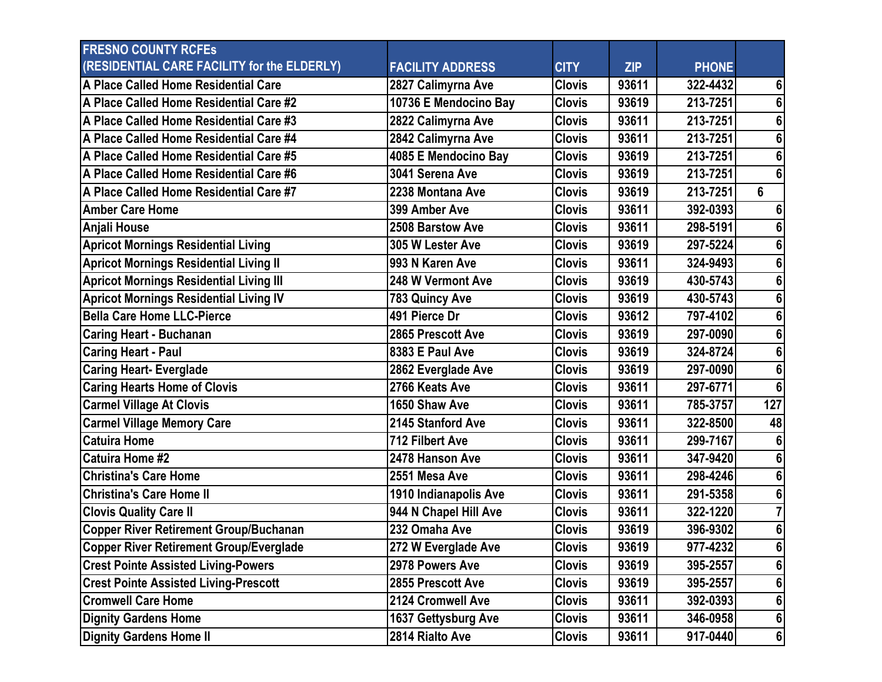| FRESNO COUNTY RCFEs (RESIDENTIAL CARE FACILITY for the ELDERLY) | FACILITY ADDRESS | CITY | ZIP | PHONE | |
|---|---|---|---|---|---|
| A Place Called Home Residential Care | 2827 Calimyrna Ave | Clovis | 93611 | 322-4432 | 6 |
| A Place Called Home Residential Care #2 | 10736 E Mendocino Bay | Clovis | 93619 | 213-7251 | 6 |
| A Place Called Home Residential Care #3 | 2822 Calimyrna Ave | Clovis | 93611 | 213-7251 | 6 |
| A Place Called Home Residential Care #4 | 2842 Calimyrna Ave | Clovis | 93611 | 213-7251 | 6 |
| A Place Called Home Residential Care #5 | 4085 E Mendocino Bay | Clovis | 93619 | 213-7251 | 6 |
| A Place Called Home Residential Care #6 | 3041 Serena Ave | Clovis | 93619 | 213-7251 | 6 |
| A Place Called Home Residential Care #7 | 2238 Montana Ave | Clovis | 93619 | 213-7251 | 6 |
| Amber Care Home | 399 Amber Ave | Clovis | 93611 | 392-0393 | 6 |
| Anjali House | 2508 Barstow Ave | Clovis | 93611 | 298-5191 | 6 |
| Apricot Mornings Residential Living | 305 W Lester Ave | Clovis | 93619 | 297-5224 | 6 |
| Apricot Mornings Residential Living II | 993 N Karen Ave | Clovis | 93611 | 324-9493 | 6 |
| Apricot Mornings Residential Living III | 248 W Vermont Ave | Clovis | 93619 | 430-5743 | 6 |
| Apricot Mornings Residential Living IV | 783 Quincy Ave | Clovis | 93619 | 430-5743 | 6 |
| Bella Care Home LLC-Pierce | 491 Pierce Dr | Clovis | 93612 | 797-4102 | 6 |
| Caring Heart - Buchanan | 2865 Prescott Ave | Clovis | 93619 | 297-0090 | 6 |
| Caring Heart - Paul | 8383 E Paul Ave | Clovis | 93619 | 324-8724 | 6 |
| Caring Heart- Everglade | 2862 Everglade Ave | Clovis | 93619 | 297-0090 | 6 |
| Caring Hearts Home of Clovis | 2766 Keats Ave | Clovis | 93611 | 297-6771 | 6 |
| Carmel Village At Clovis | 1650 Shaw Ave | Clovis | 93611 | 785-3757 | 127 |
| Carmel Village Memory Care | 2145 Stanford Ave | Clovis | 93611 | 322-8500 | 48 |
| Catuira Home | 712 Filbert Ave | Clovis | 93611 | 299-7167 | 6 |
| Catuira Home #2 | 2478 Hanson Ave | Clovis | 93611 | 347-9420 | 6 |
| Christina's Care Home | 2551 Mesa Ave | Clovis | 93611 | 298-4246 | 6 |
| Christina's Care Home II | 1910 Indianapolis Ave | Clovis | 93611 | 291-5358 | 6 |
| Clovis Quality Care II | 944 N Chapel Hill Ave | Clovis | 93611 | 322-1220 | 7 |
| Copper River Retirement Group/Buchanan | 232 Omaha Ave | Clovis | 93619 | 396-9302 | 6 |
| Copper River Retirement Group/Everglade | 272 W Everglade Ave | Clovis | 93619 | 977-4232 | 6 |
| Crest Pointe Assisted Living-Powers | 2978 Powers Ave | Clovis | 93619 | 395-2557 | 6 |
| Crest Pointe Assisted Living-Prescott | 2855 Prescott Ave | Clovis | 93619 | 395-2557 | 6 |
| Cromwell Care Home | 2124 Cromwell Ave | Clovis | 93611 | 392-0393 | 6 |
| Dignity Gardens Home | 1637 Gettysburg Ave | Clovis | 93611 | 346-0958 | 6 |
| Dignity Gardens Home II | 2814 Rialto Ave | Clovis | 93611 | 917-0440 | 6 |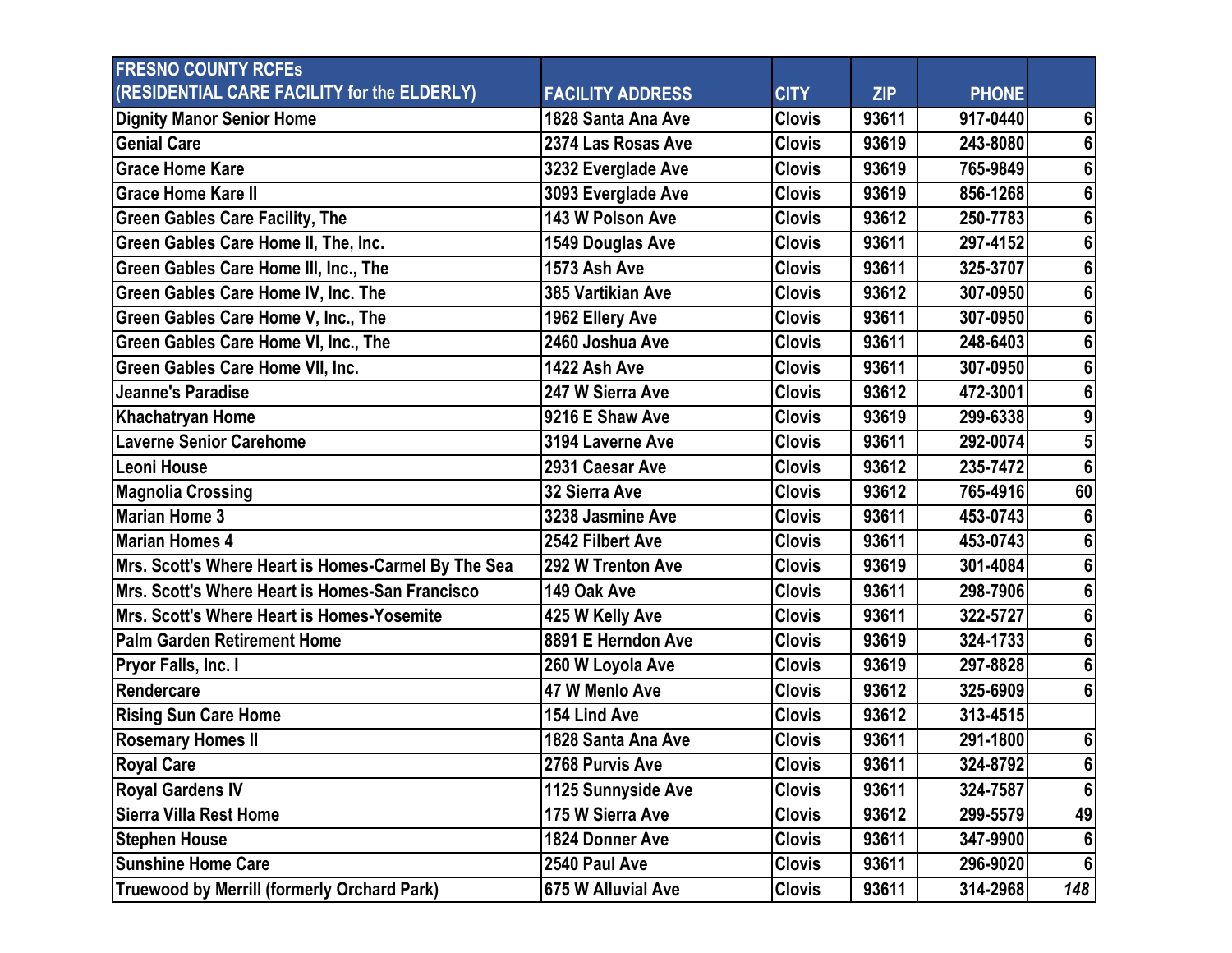| FRESNO COUNTY RCFEs<br>(RESIDENTIAL CARE FACILITY for the ELDERLY) | FACILITY ADDRESS | CITY | ZIP | PHONE | |
|---|---|---|---|---|---|
| Dignity Manor Senior Home | 1828 Santa Ana Ave | Clovis | 93611 | 917-0440 | 6 |
| Genial Care | 2374 Las Rosas Ave | Clovis | 93619 | 243-8080 | 6 |
| Grace Home Kare | 3232 Everglade Ave | Clovis | 93619 | 765-9849 | 6 |
| Grace Home Kare II | 3093 Everglade Ave | Clovis | 93619 | 856-1268 | 6 |
| Green Gables Care Facility, The | 143 W Polson Ave | Clovis | 93612 | 250-7783 | 6 |
| Green Gables Care Home II, The, Inc. | 1549 Douglas Ave | Clovis | 93611 | 297-4152 | 6 |
| Green Gables Care Home III, Inc., The | 1573 Ash Ave | Clovis | 93611 | 325-3707 | 6 |
| Green Gables Care Home IV, Inc. The | 385 Vartikian Ave | Clovis | 93612 | 307-0950 | 6 |
| Green Gables Care Home V, Inc., The | 1962 Ellery Ave | Clovis | 93611 | 307-0950 | 6 |
| Green Gables Care Home VI, Inc., The | 2460 Joshua Ave | Clovis | 93611 | 248-6403 | 6 |
| Green Gables Care Home VII, Inc. | 1422 Ash Ave | Clovis | 93611 | 307-0950 | 6 |
| Jeanne's Paradise | 247 W Sierra Ave | Clovis | 93612 | 472-3001 | 6 |
| Khachatryan Home | 9216 E Shaw Ave | Clovis | 93619 | 299-6338 | 9 |
| Laverne Senior Carehome | 3194 Laverne Ave | Clovis | 93611 | 292-0074 | 5 |
| Leoni House | 2931 Caesar Ave | Clovis | 93612 | 235-7472 | 6 |
| Magnolia Crossing | 32 Sierra Ave | Clovis | 93612 | 765-4916 | 60 |
| Marian Home 3 | 3238 Jasmine Ave | Clovis | 93611 | 453-0743 | 6 |
| Marian Homes 4 | 2542 Filbert Ave | Clovis | 93611 | 453-0743 | 6 |
| Mrs. Scott's Where Heart is Homes-Carmel By The Sea | 292 W Trenton Ave | Clovis | 93619 | 301-4084 | 6 |
| Mrs. Scott's Where Heart is Homes-San Francisco | 149 Oak Ave | Clovis | 93611 | 298-7906 | 6 |
| Mrs. Scott's Where Heart is Homes-Yosemite | 425 W Kelly Ave | Clovis | 93611 | 322-5727 | 6 |
| Palm Garden Retirement Home | 8891 E Herndon Ave | Clovis | 93619 | 324-1733 | 6 |
| Pryor Falls, Inc. I | 260 W Loyola Ave | Clovis | 93619 | 297-8828 | 6 |
| Rendercare | 47 W Menlo Ave | Clovis | 93612 | 325-6909 | 6 |
| Rising Sun Care Home | 154 Lind Ave | Clovis | 93612 | 313-4515 | |
| Rosemary Homes II | 1828 Santa Ana Ave | Clovis | 93611 | 291-1800 | 6 |
| Royal Care | 2768 Purvis Ave | Clovis | 93611 | 324-8792 | 6 |
| Royal Gardens IV | 1125 Sunnyside Ave | Clovis | 93611 | 324-7587 | 6 |
| Sierra Villa Rest Home | 175 W Sierra Ave | Clovis | 93612 | 299-5579 | 49 |
| Stephen House | 1824 Donner Ave | Clovis | 93611 | 347-9900 | 6 |
| Sunshine Home Care | 2540 Paul Ave | Clovis | 93611 | 296-9020 | 6 |
| Truewood by Merrill (formerly Orchard Park) | 675 W Alluvial Ave | Clovis | 93611 | 314-2968 | *148* |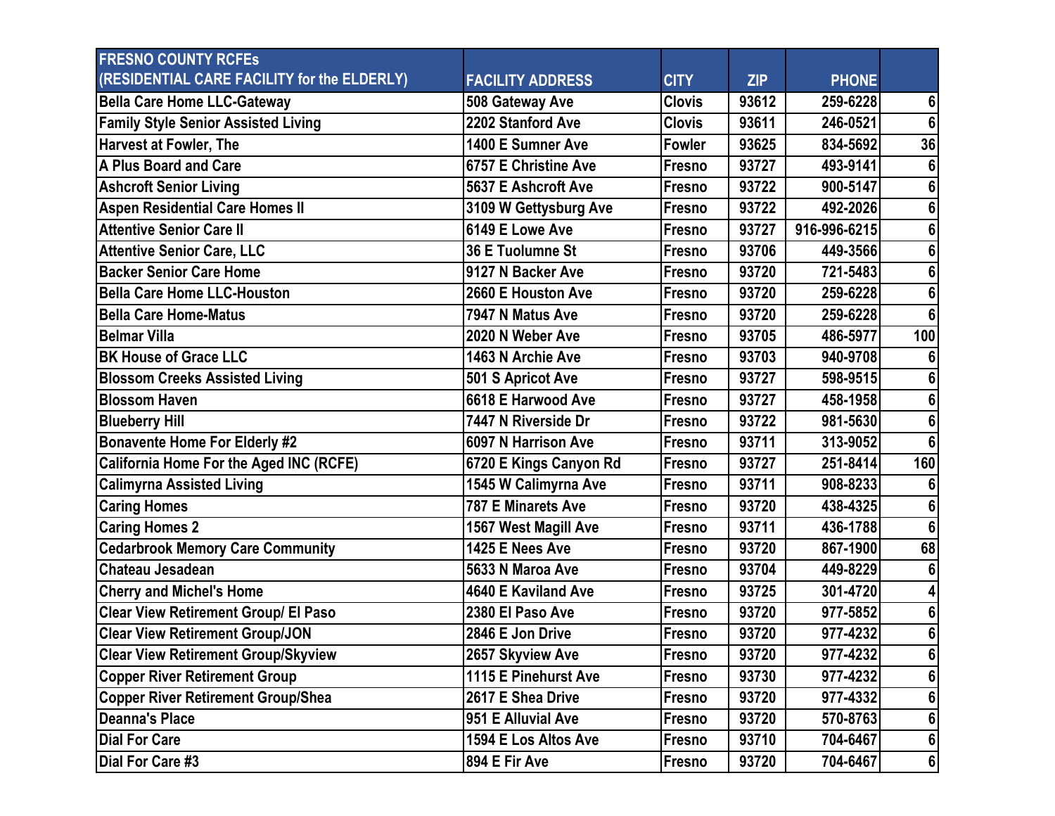| FRESNO COUNTY RCFEs (RESIDENTIAL CARE FACILITY for the ELDERLY) | FACILITY ADDRESS | CITY | ZIP | PHONE | |
|---|---|---|---|---|---|
| Bella Care Home LLC-Gateway | 508 Gateway Ave | Clovis | 93612 | 259-6228 | 6 |
| Family Style Senior Assisted Living | 2202 Stanford Ave | Clovis | 93611 | 246-0521 | 6 |
| Harvest at Fowler, The | 1400 E Sumner Ave | Fowler | 93625 | 834-5692 | 36 |
| A Plus Board and Care | 6757 E Christine Ave | Fresno | 93727 | 493-9141 | 6 |
| Ashcroft Senior Living | 5637 E Ashcroft Ave | Fresno | 93722 | 900-5147 | 6 |
| Aspen Residential Care Homes II | 3109 W Gettysburg Ave | Fresno | 93722 | 492-2026 | 6 |
| Attentive Senior Care II | 6149 E Lowe Ave | Fresno | 93727 | 916-996-6215 | 6 |
| Attentive Senior Care, LLC | 36 E Tuolumne St | Fresno | 93706 | 449-3566 | 6 |
| Backer Senior Care Home | 9127 N Backer Ave | Fresno | 93720 | 721-5483 | 6 |
| Bella Care Home LLC-Houston | 2660 E Houston Ave | Fresno | 93720 | 259-6228 | 6 |
| Bella Care Home-Matus | 7947 N Matus Ave | Fresno | 93720 | 259-6228 | 6 |
| Belmar Villa | 2020 N Weber Ave | Fresno | 93705 | 486-5977 | 100 |
| BK House of Grace LLC | 1463 N Archie Ave | Fresno | 93703 | 940-9708 | 6 |
| Blossom Creeks Assisted Living | 501 S Apricot Ave | Fresno | 93727 | 598-9515 | 6 |
| Blossom Haven | 6618 E Harwood Ave | Fresno | 93727 | 458-1958 | 6 |
| Blueberry Hill | 7447 N Riverside Dr | Fresno | 93722 | 981-5630 | 6 |
| Bonavente Home For Elderly #2 | 6097 N Harrison Ave | Fresno | 93711 | 313-9052 | 6 |
| California Home For the Aged INC (RCFE) | 6720 E Kings Canyon Rd | Fresno | 93727 | 251-8414 | 160 |
| Calimyrna Assisted Living | 1545 W Calimyrna Ave | Fresno | 93711 | 908-8233 | 6 |
| Caring Homes | 787 E Minarets Ave | Fresno | 93720 | 438-4325 | 6 |
| Caring Homes 2 | 1567 West Magill Ave | Fresno | 93711 | 436-1788 | 6 |
| Cedarbrook Memory Care Community | 1425 E Nees Ave | Fresno | 93720 | 867-1900 | 68 |
| Chateau Jesadean | 5633 N Maroa Ave | Fresno | 93704 | 449-8229 | 6 |
| Cherry and Michel's Home | 4640 E Kaviland Ave | Fresno | 93725 | 301-4720 | 4 |
| Clear View Retirement Group/ El Paso | 2380 El Paso Ave | Fresno | 93720 | 977-5852 | 6 |
| Clear View Retirement Group/JON | 2846 E Jon Drive | Fresno | 93720 | 977-4232 | 6 |
| Clear View Retirement Group/Skyview | 2657 Skyview Ave | Fresno | 93720 | 977-4232 | 6 |
| Copper River Retirement Group | 1115 E Pinehurst Ave | Fresno | 93730 | 977-4232 | 6 |
| Copper River Retirement Group/Shea | 2617 E Shea Drive | Fresno | 93720 | 977-4332 | 6 |
| Deanna's Place | 951 E Alluvial Ave | Fresno | 93720 | 570-8763 | 6 |
| Dial For Care | 1594 E Los Altos Ave | Fresno | 93710 | 704-6467 | 6 |
| Dial For Care #3 | 894 E Fir Ave | Fresno | 93720 | 704-6467 | 6 |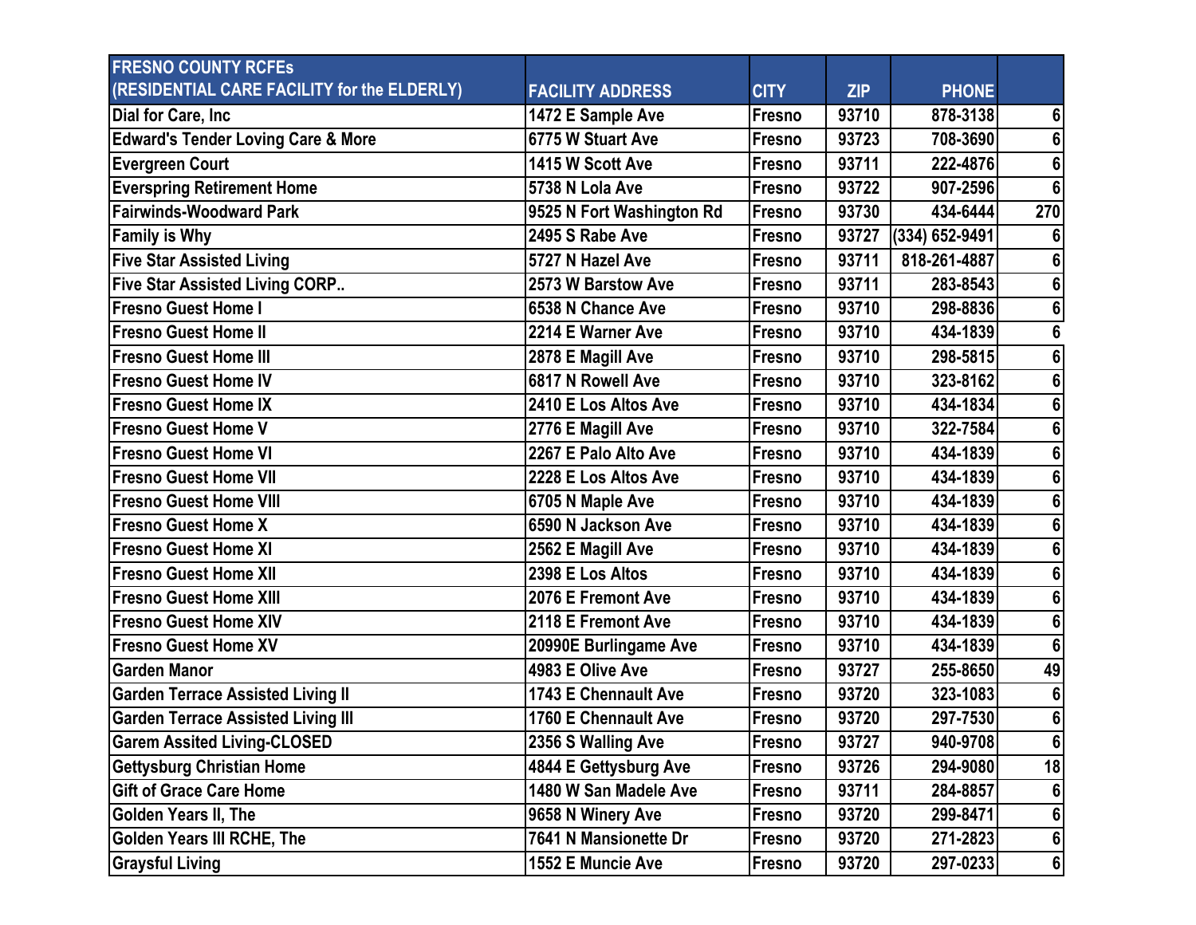| FRESNO COUNTY RCFEs (RESIDENTIAL CARE FACILITY for the ELDERLY) | FACILITY ADDRESS | CITY | ZIP | PHONE | |
|---|---|---|---|---|---|
| Dial for Care, Inc | 1472 E Sample Ave | Fresno | 93710 | 878-3138 | 6 |
| Edward's Tender Loving Care & More | 6775 W Stuart Ave | Fresno | 93723 | 708-3690 | 6 |
| Evergreen Court | 1415 W Scott Ave | Fresno | 93711 | 222-4876 | 6 |
| Everspring Retirement Home | 5738 N Lola Ave | Fresno | 93722 | 907-2596 | 6 |
| Fairwinds-Woodward Park | 9525 N Fort Washington Rd | Fresno | 93730 | 434-6444 | 270 |
| Family is Why | 2495 S Rabe Ave | Fresno | 93727 | (334) 652-9491 | 6 |
| Five Star Assisted Living | 5727 N Hazel Ave | Fresno | 93711 | 818-261-4887 | 6 |
| Five Star Assisted Living CORP.. | 2573 W Barstow Ave | Fresno | 93711 | 283-8543 | 6 |
| Fresno Guest Home I | 6538 N Chance Ave | Fresno | 93710 | 298-8836 | 6 |
| Fresno Guest Home II | 2214 E Warner Ave | Fresno | 93710 | 434-1839 | 6 |
| Fresno Guest Home III | 2878 E Magill Ave | Fresno | 93710 | 298-5815 | 6 |
| Fresno Guest Home IV | 6817 N Rowell Ave | Fresno | 93710 | 323-8162 | 6 |
| Fresno Guest Home IX | 2410 E Los Altos Ave | Fresno | 93710 | 434-1834 | 6 |
| Fresno Guest Home V | 2776 E Magill Ave | Fresno | 93710 | 322-7584 | 6 |
| Fresno Guest Home VI | 2267 E Palo Alto Ave | Fresno | 93710 | 434-1839 | 6 |
| Fresno Guest Home VII | 2228 E Los Altos Ave | Fresno | 93710 | 434-1839 | 6 |
| Fresno Guest Home VIII | 6705 N Maple Ave | Fresno | 93710 | 434-1839 | 6 |
| Fresno Guest Home X | 6590 N Jackson Ave | Fresno | 93710 | 434-1839 | 6 |
| Fresno Guest Home XI | 2562 E Magill Ave | Fresno | 93710 | 434-1839 | 6 |
| Fresno Guest Home XII | 2398 E Los Altos | Fresno | 93710 | 434-1839 | 6 |
| Fresno Guest Home XIII | 2076 E Fremont Ave | Fresno | 93710 | 434-1839 | 6 |
| Fresno Guest Home XIV | 2118 E Fremont Ave | Fresno | 93710 | 434-1839 | 6 |
| Fresno Guest Home XV | 20990E Burlingame Ave | Fresno | 93710 | 434-1839 | 6 |
| Garden Manor | 4983 E Olive Ave | Fresno | 93727 | 255-8650 | 49 |
| Garden Terrace Assisted Living II | 1743 E Chennault Ave | Fresno | 93720 | 323-1083 | 6 |
| Garden Terrace Assisted Living III | 1760 E Chennault Ave | Fresno | 93720 | 297-7530 | 6 |
| Garem Assited Living-CLOSED | 2356 S Walling Ave | Fresno | 93727 | 940-9708 | 6 |
| Gettysburg Christian Home | 4844 E Gettysburg Ave | Fresno | 93726 | 294-9080 | 18 |
| Gift of Grace Care Home | 1480 W San Madele Ave | Fresno | 93711 | 284-8857 | 6 |
| Golden Years II, The | 9658 N Winery Ave | Fresno | 93720 | 299-8471 | 6 |
| Golden Years III RCHE, The | 7641 N Mansionette Dr | Fresno | 93720 | 271-2823 | 6 |
| Graysful Living | 1552 E Muncie Ave | Fresno | 93720 | 297-0233 | 6 |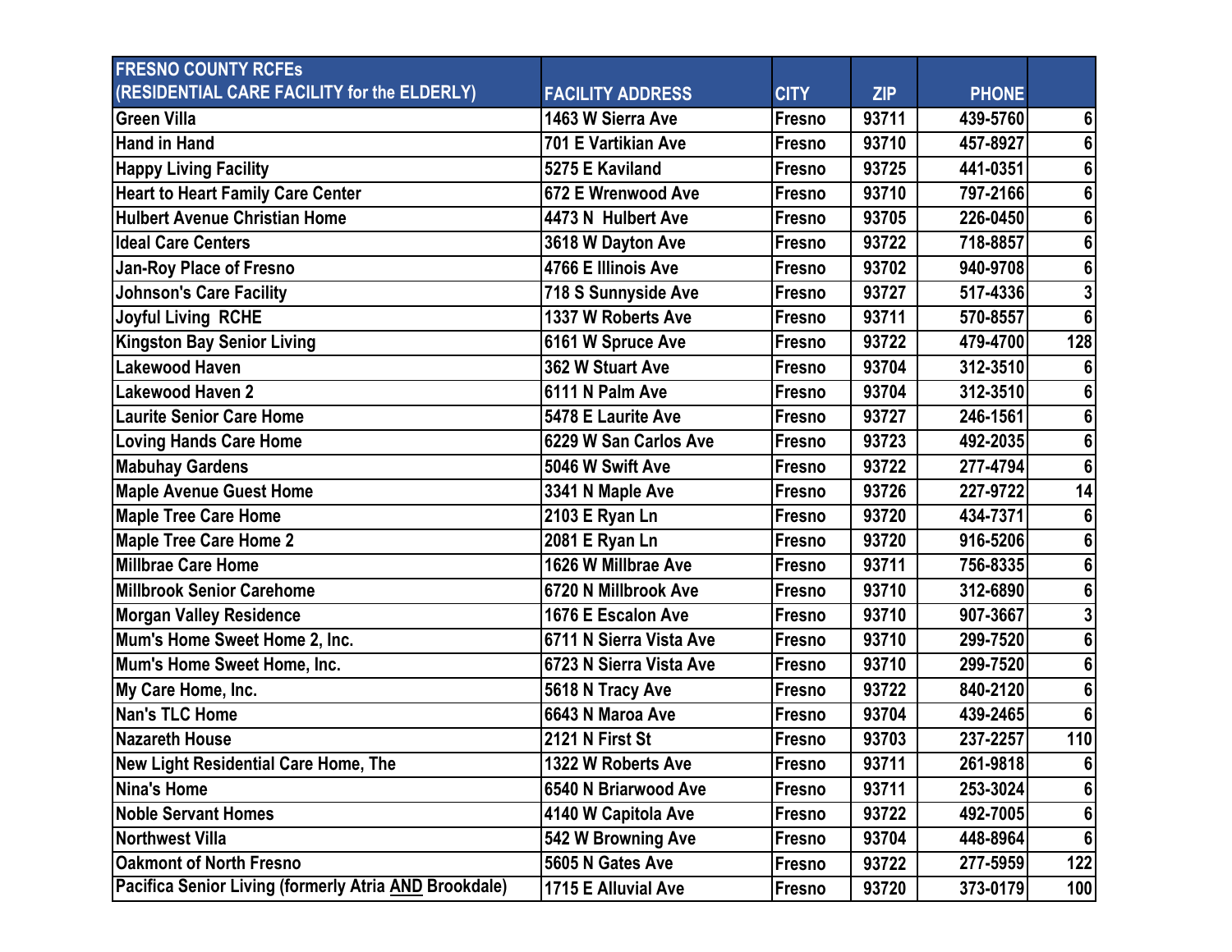| FRESNO COUNTY RCFEs<br>(RESIDENTIAL CARE FACILITY for the ELDERLY) | FACILITY ADDRESS | CITY | ZIP | PHONE | |
|---|---|---|---|---|---|
| Green Villa | 1463 W Sierra Ave | Fresno | 93711 | 439-5760 | 6 |
| Hand in Hand | 701 E Vartikian Ave | Fresno | 93710 | 457-8927 | 6 |
| Happy Living Facility | 5275 E Kaviland | Fresno | 93725 | 441-0351 | 6 |
| Heart to Heart Family Care Center | 672 E Wrenwood Ave | Fresno | 93710 | 797-2166 | 6 |
| Hulbert Avenue Christian Home | 4473 N Hulbert Ave | Fresno | 93705 | 226-0450 | 6 |
| Ideal Care Centers | 3618 W Dayton Ave | Fresno | 93722 | 718-8857 | 6 |
| Jan-Roy Place of Fresno | 4766 E Illinois Ave | Fresno | 93702 | 940-9708 | 6 |
| Johnson's Care Facility | 718 S Sunnyside Ave | Fresno | 93727 | 517-4336 | 3 |
| Joyful Living RCHE | 1337 W Roberts Ave | Fresno | 93711 | 570-8557 | 6 |
| Kingston Bay Senior Living | 6161 W Spruce Ave | Fresno | 93722 | 479-4700 | 128 |
| Lakewood Haven | 362 W Stuart Ave | Fresno | 93704 | 312-3510 | 6 |
| Lakewood Haven 2 | 6111 N Palm Ave | Fresno | 93704 | 312-3510 | 6 |
| Laurite Senior Care Home | 5478 E Laurite Ave | Fresno | 93727 | 246-1561 | 6 |
| Loving Hands Care Home | 6229 W San Carlos Ave | Fresno | 93723 | 492-2035 | 6 |
| Mabuhay Gardens | 5046 W Swift Ave | Fresno | 93722 | 277-4794 | 6 |
| Maple Avenue Guest Home | 3341 N Maple Ave | Fresno | 93726 | 227-9722 | 14 |
| Maple Tree Care Home | 2103 E Ryan Ln | Fresno | 93720 | 434-7371 | 6 |
| Maple Tree Care Home 2 | 2081 E Ryan Ln | Fresno | 93720 | 916-5206 | 6 |
| Millbrae Care Home | 1626 W Millbrae Ave | Fresno | 93711 | 756-8335 | 6 |
| Millbrook Senior Carehome | 6720 N Millbrook Ave | Fresno | 93710 | 312-6890 | 6 |
| Morgan Valley Residence | 1676 E Escalon Ave | Fresno | 93710 | 907-3667 | 3 |
| Mum's Home Sweet Home 2, Inc. | 6711 N Sierra Vista Ave | Fresno | 93710 | 299-7520 | 6 |
| Mum's Home Sweet Home, Inc. | 6723 N Sierra Vista Ave | Fresno | 93710 | 299-7520 | 6 |
| My Care Home, Inc. | 5618 N Tracy Ave | Fresno | 93722 | 840-2120 | 6 |
| Nan's TLC Home | 6643 N Maroa Ave | Fresno | 93704 | 439-2465 | 6 |
| Nazareth House | 2121 N First St | Fresno | 93703 | 237-2257 | 110 |
| New Light Residential Care Home, The | 1322 W Roberts Ave | Fresno | 93711 | 261-9818 | 6 |
| Nina's Home | 6540 N Briarwood Ave | Fresno | 93711 | 253-3024 | 6 |
| Noble Servant Homes | 4140 W Capitola Ave | Fresno | 93722 | 492-7005 | 6 |
| Northwest Villa | 542 W Browning Ave | Fresno | 93704 | 448-8964 | 6 |
| Oakmont of North Fresno | 5605 N Gates Ave | Fresno | 93722 | 277-5959 | 122 |
| Pacifica Senior Living (formerly Atria AND Brookdale) | 1715 E Alluvial Ave | Fresno | 93720 | 373-0179 | 100 |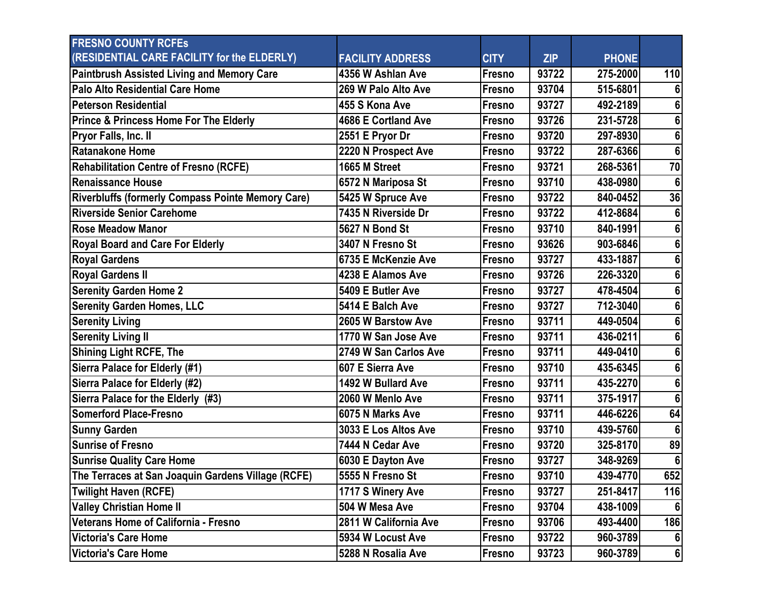| FRESNO COUNTY RCFEs (RESIDENTIAL CARE FACILITY for the ELDERLY) | FACILITY ADDRESS | CITY | ZIP | PHONE | |
|---|---|---|---|---|---|
| Paintbrush Assisted Living and Memory Care | 4356 W Ashlan Ave | Fresno | 93722 | 275-2000 | 110 |
| Palo Alto Residential Care Home | 269 W Palo Alto Ave | Fresno | 93704 | 515-6801 | 6 |
| Peterson Residential | 455 S Kona Ave | Fresno | 93727 | 492-2189 | 6 |
| Prince & Princess Home For The Elderly | 4686 E Cortland Ave | Fresno | 93726 | 231-5728 | 6 |
| Pryor Falls, Inc. II | 2551 E Pryor Dr | Fresno | 93720 | 297-8930 | 6 |
| Ratanakone Home | 2220 N Prospect Ave | Fresno | 93722 | 287-6366 | 6 |
| Rehabilitation Centre of Fresno (RCFE) | 1665 M Street | Fresno | 93721 | 268-5361 | 70 |
| Renaissance House | 6572 N Mariposa St | Fresno | 93710 | 438-0980 | 6 |
| Riverbluffs (formerly Compass Pointe Memory Care) | 5425 W Spruce Ave | Fresno | 93722 | 840-0452 | 36 |
| Riverside Senior Carehome | 7435 N Riverside Dr | Fresno | 93722 | 412-8684 | 6 |
| Rose Meadow Manor | 5627 N Bond St | Fresno | 93710 | 840-1991 | 6 |
| Royal Board and Care For Elderly | 3407 N Fresno St | Fresno | 93626 | 903-6846 | 6 |
| Royal Gardens | 6735 E McKenzie Ave | Fresno | 93727 | 433-1887 | 6 |
| Royal Gardens II | 4238 E Alamos Ave | Fresno | 93726 | 226-3320 | 6 |
| Serenity Garden Home 2 | 5409 E Butler Ave | Fresno | 93727 | 478-4504 | 6 |
| Serenity Garden Homes, LLC | 5414 E Balch Ave | Fresno | 93727 | 712-3040 | 6 |
| Serenity Living | 2605 W Barstow Ave | Fresno | 93711 | 449-0504 | 6 |
| Serenity Living II | 1770 W San Jose Ave | Fresno | 93711 | 436-0211 | 6 |
| Shining Light RCFE, The | 2749 W San Carlos Ave | Fresno | 93711 | 449-0410 | 6 |
| Sierra Palace for Elderly (#1) | 607 E Sierra Ave | Fresno | 93710 | 435-6345 | 6 |
| Sierra Palace for Elderly (#2) | 1492 W Bullard Ave | Fresno | 93711 | 435-2270 | 6 |
| Sierra Palace for the Elderly (#3) | 2060 W Menlo Ave | Fresno | 93711 | 375-1917 | 6 |
| Somerford Place-Fresno | 6075 N Marks Ave | Fresno | 93711 | 446-6226 | 64 |
| Sunny Garden | 3033 E Los Altos Ave | Fresno | 93710 | 439-5760 | 6 |
| Sunrise of Fresno | 7444 N Cedar Ave | Fresno | 93720 | 325-8170 | 89 |
| Sunrise Quality Care Home | 6030 E Dayton Ave | Fresno | 93727 | 348-9269 | 6 |
| The Terraces at San Joaquin Gardens Village (RCFE) | 5555 N Fresno St | Fresno | 93710 | 439-4770 | 652 |
| Twilight Haven (RCFE) | 1717 S Winery Ave | Fresno | 93727 | 251-8417 | 116 |
| Valley Christian Home II | 504 W Mesa Ave | Fresno | 93704 | 438-1009 | 6 |
| Veterans Home of California - Fresno | 2811 W California Ave | Fresno | 93706 | 493-4400 | 186 |
| Victoria's Care Home | 5934 W Locust Ave | Fresno | 93722 | 960-3789 | 6 |
| Victoria's Care Home | 5288 N Rosalia Ave | Fresno | 93723 | 960-3789 | 6 |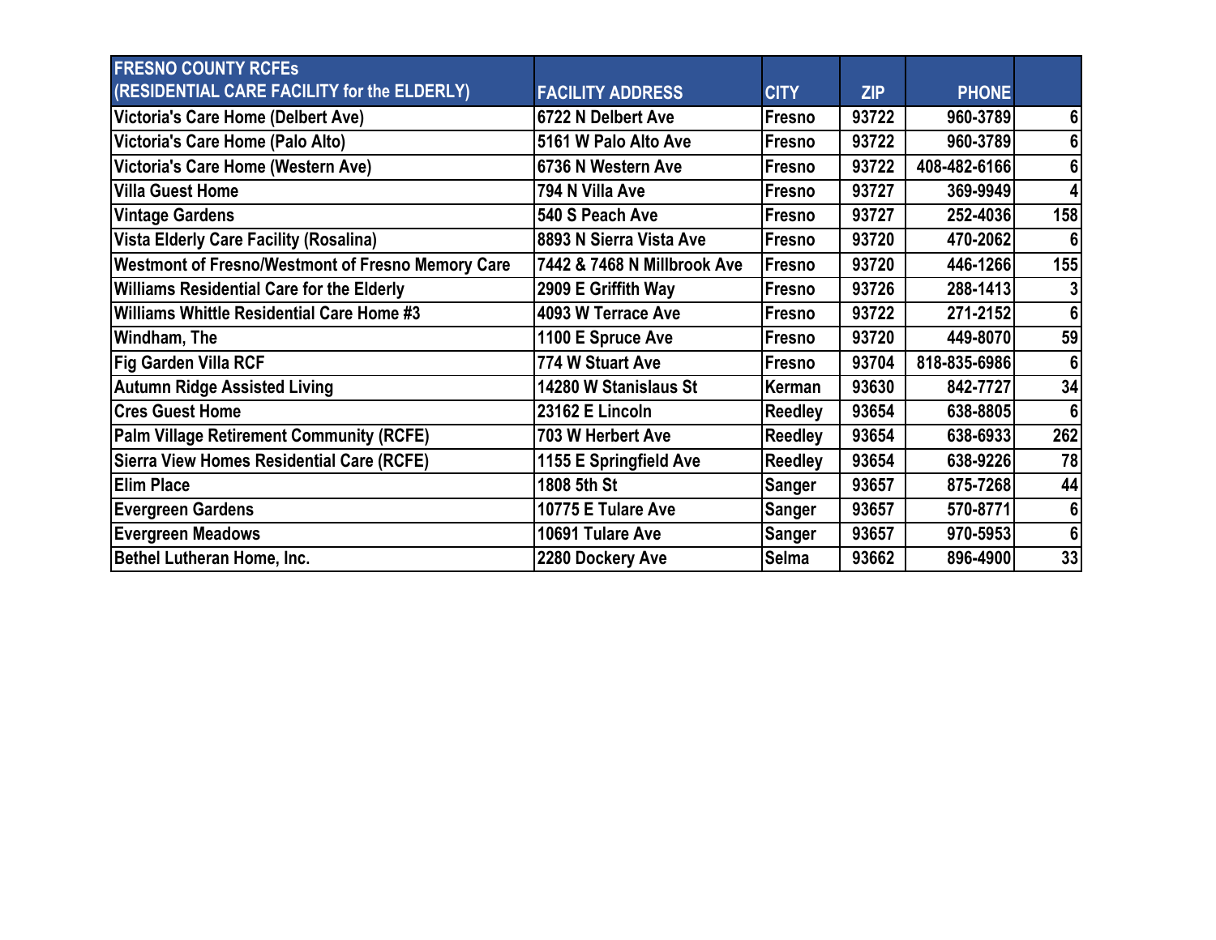| FRESNO COUNTY RCFEs (RESIDENTIAL CARE FACILITY for the ELDERLY) | FACILITY ADDRESS | CITY | ZIP | PHONE | |
|---|---|---|---|---|---|
| Victoria's Care Home (Delbert Ave) | 6722 N Delbert Ave | Fresno | 93722 | 960-3789 | 6 |
| Victoria's Care Home (Palo Alto) | 5161 W Palo Alto Ave | Fresno | 93722 | 960-3789 | 6 |
| Victoria's Care Home (Western Ave) | 6736 N Western Ave | Fresno | 93722 | 408-482-6166 | 6 |
| Villa Guest Home | 794 N Villa Ave | Fresno | 93727 | 369-9949 | 4 |
| Vintage Gardens | 540 S Peach Ave | Fresno | 93727 | 252-4036 | 158 |
| Vista Elderly Care Facility (Rosalina) | 8893 N Sierra Vista Ave | Fresno | 93720 | 470-2062 | 6 |
| Westmont of Fresno/Westmont of Fresno Memory Care | 7442 & 7468 N Millbrook Ave | Fresno | 93720 | 446-1266 | 155 |
| Williams Residential Care for the Elderly | 2909 E Griffith Way | Fresno | 93726 | 288-1413 | 3 |
| Williams Whittle Residential Care Home #3 | 4093 W Terrace Ave | Fresno | 93722 | 271-2152 | 6 |
| Windham, The | 1100 E Spruce Ave | Fresno | 93720 | 449-8070 | 59 |
| Fig Garden Villa RCF | 774 W Stuart Ave | Fresno | 93704 | 818-835-6986 | 6 |
| Autumn Ridge Assisted Living | 14280 W Stanislaus St | Kerman | 93630 | 842-7727 | 34 |
| Cres Guest Home | 23162 E Lincoln | Reedley | 93654 | 638-8805 | 6 |
| Palm Village Retirement Community (RCFE) | 703 W Herbert Ave | Reedley | 93654 | 638-6933 | 262 |
| Sierra View Homes Residential Care (RCFE) | 1155 E Springfield Ave | Reedley | 93654 | 638-9226 | 78 |
| Elim Place | 1808 5th St | Sanger | 93657 | 875-7268 | 44 |
| Evergreen Gardens | 10775 E Tulare Ave | Sanger | 93657 | 570-8771 | 6 |
| Evergreen Meadows | 10691 Tulare Ave | Sanger | 93657 | 970-5953 | 6 |
| Bethel Lutheran Home, Inc. | 2280 Dockery Ave | Selma | 93662 | 896-4900 | 33 |